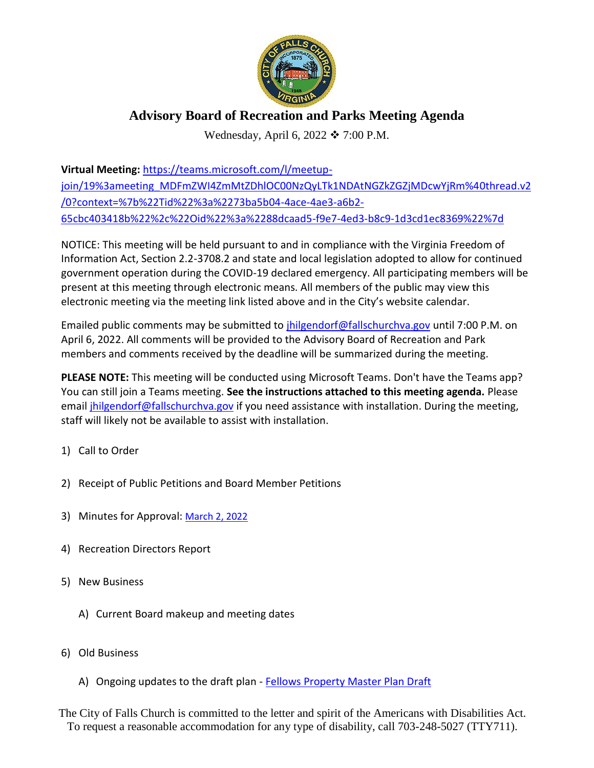# Advisory Board of Recreation and Parks Meeting Agenda

Wednesday, April 6, 2022 ❖ 7:00 P.M.

**Virtual Meeting:** https://teams.microsoft.com/l/meetup-join/19%3ameeting_MDFmZWI4ZmMtZDhlOC00NzQyLTk1NDAtNGZkZGZjMDcwYjRm%40thread.v2/0?context=%7b%22Tid%22%3a%2273ba5b04-4ace-4ae3-a6b2-65cbc403418b%22%2c%22Oid%22%3a%2288dcaad5-f9e7-4ed3-b8c9-1d3cd1ec8369%22%7d

NOTICE: This meeting will be held pursuant to and in compliance with the Virginia Freedom of Information Act, Section 2.2-3708.2 and state and local legislation adopted to allow for continued government operation during the COVID-19 declared emergency. All participating members will be present at this meeting through electronic means. All members of the public may view this electronic meeting via the meeting link listed above and in the City's website calendar.

Emailed public comments may be submitted to jhilgendorf@fallschurchva.gov until 7:00 P.M. on April 6, 2022. All comments will be provided to the Advisory Board of Recreation and Park members and comments received by the deadline will be summarized during the meeting.

**PLEASE NOTE:** This meeting will be conducted using Microsoft Teams. Don't have the Teams app? You can still join a Teams meeting. **See the instructions attached to this meeting agenda.** Please email jhilgendorf@fallschurchva.gov if you need assistance with installation. During the meeting, staff will likely not be available to assist with installation.

1) Call to Order
2) Receipt of Public Petitions and Board Member Petitions
3) Minutes for Approval: March 2, 2022
4) Recreation Directors Report
5) New Business
   A) Current Board makeup and meeting dates
6) Old Business
   A) Ongoing updates to the draft plan - Fellows Property Master Plan Draft

The City of Falls Church is committed to the letter and spirit of the Americans with Disabilities Act. To request a reasonable accommodation for any type of disability, call 703-248-5027 (TTY711).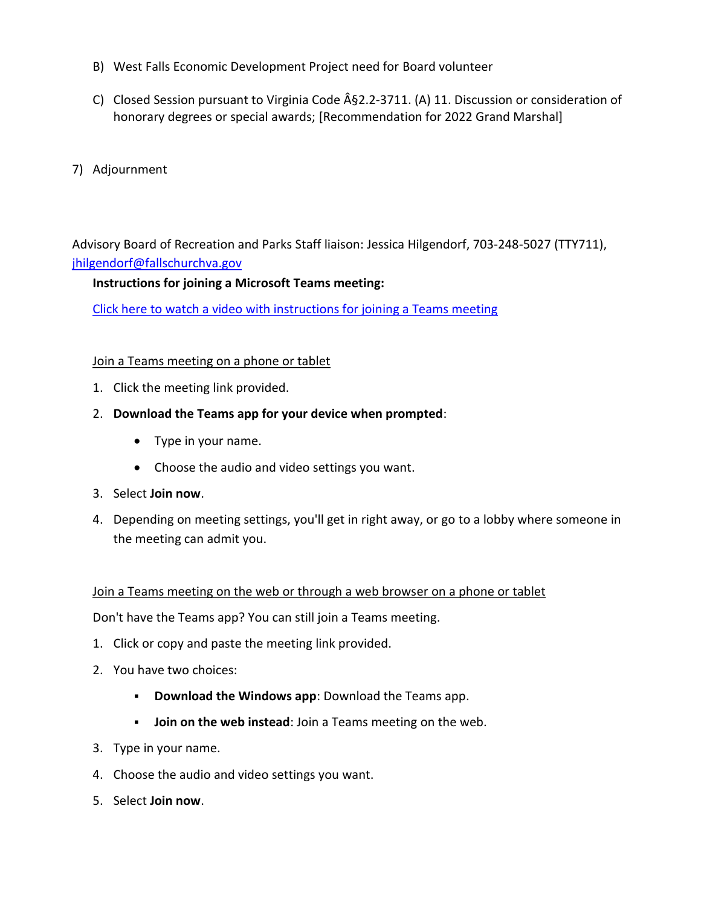B) West Falls Economic Development Project need for Board volunteer

C) Closed Session pursuant to Virginia Code Â§2.2-3711. (A) 11. Discussion or consideration of honorary degrees or special awards; [Recommendation for 2022 Grand Marshal]

7) Adjournment

Advisory Board of Recreation and Parks Staff liaison: Jessica Hilgendorf, 703-248-5027 (TTY711), jhilgendorf@fallschurchva.gov

**Instructions for joining a Microsoft Teams meeting:**

Click here to watch a video with instructions for joining a Teams meeting

Join a Teams meeting on a phone or tablet

1. Click the meeting link provided.
2. **Download the Teams app for your device when prompted**:
   - Type in your name.
   - Choose the audio and video settings you want.
3. Select **Join now**.
4. Depending on meeting settings, you'll get in right away, or go to a lobby where someone in the meeting can admit you.

Join a Teams meeting on the web or through a web browser on a phone or tablet

Don't have the Teams app? You can still join a Teams meeting.

1. Click or copy and paste the meeting link provided.
2. You have two choices:
   - **Download the Windows app**: Download the Teams app.
   - **Join on the web instead**: Join a Teams meeting on the web.
3. Type in your name.
4. Choose the audio and video settings you want.
5. Select **Join now**.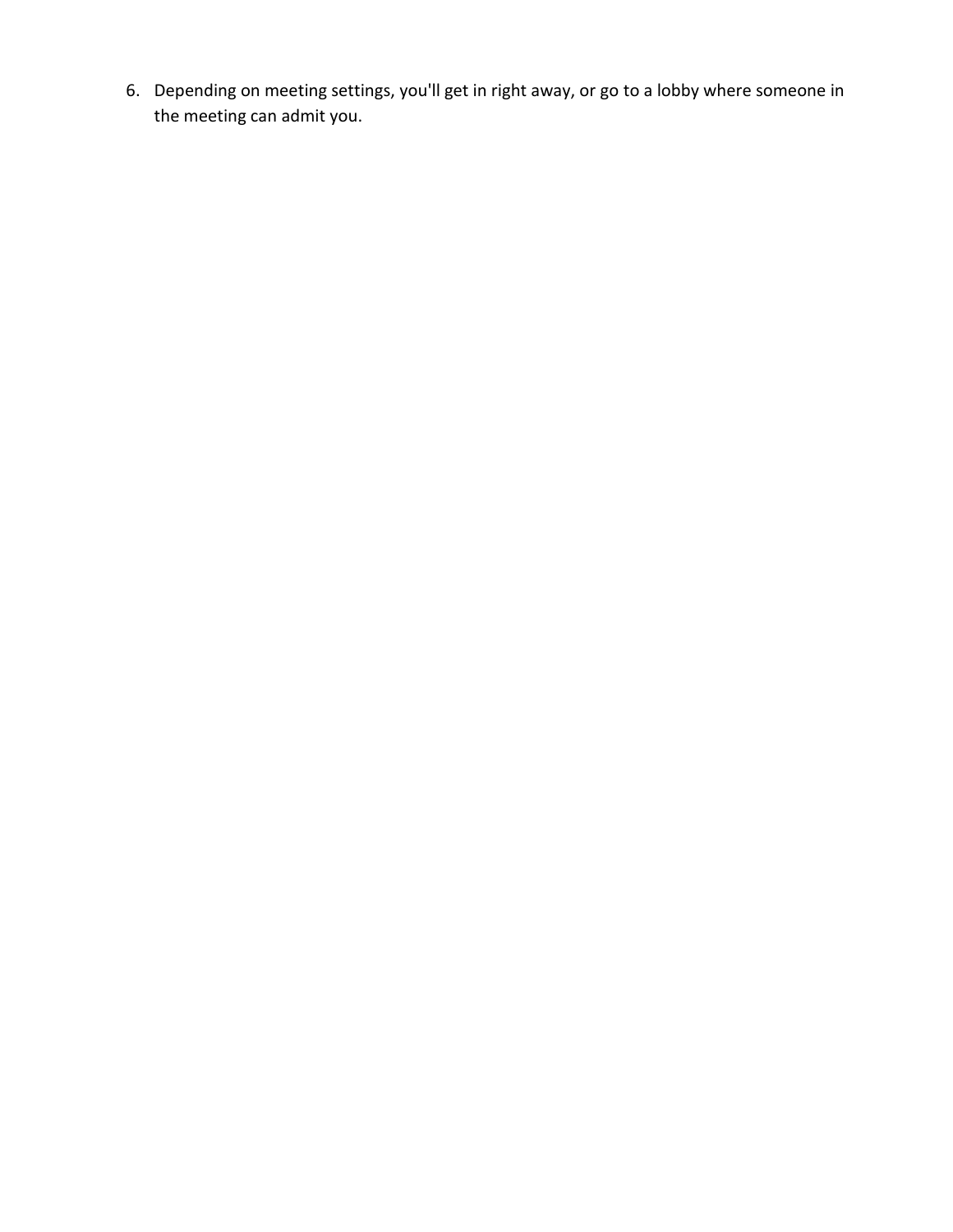6. Depending on meeting settings, you'll get in right away, or go to a lobby where someone in the meeting can admit you.